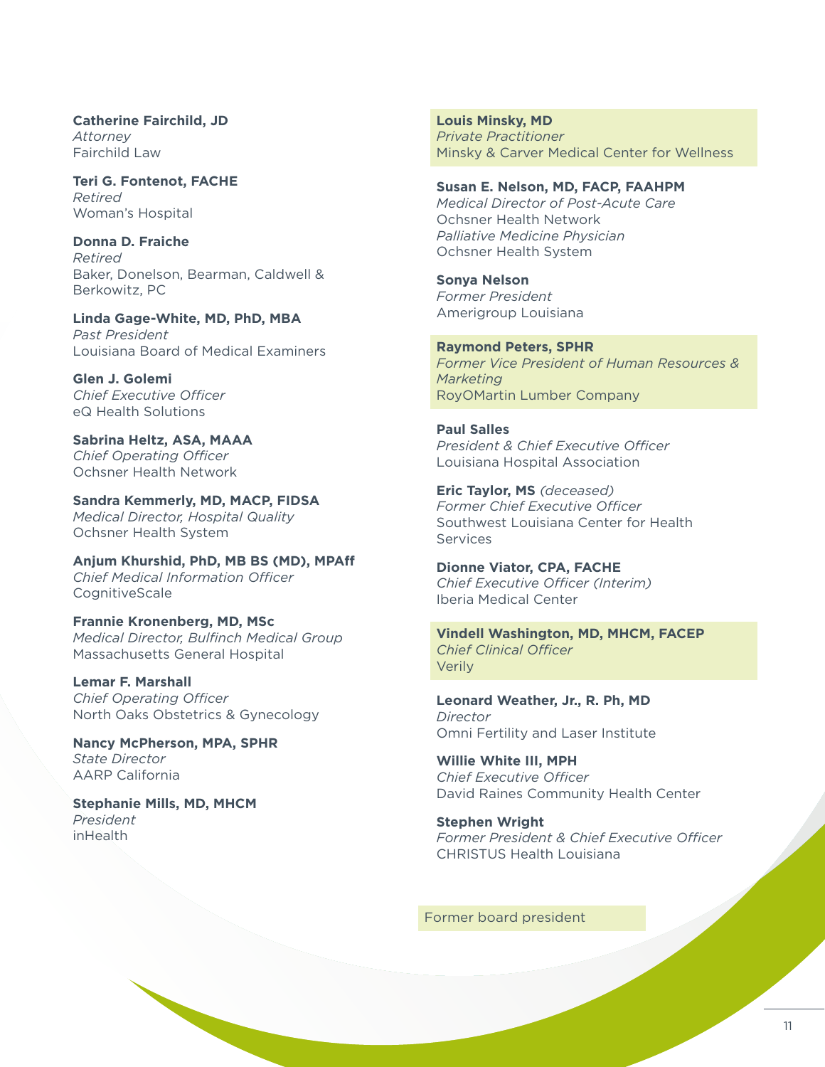**Catherine Fairchild, JD**
*Attorney*
Fairchild Law

**Teri G. Fontenot, FACHE**
*Retired*
Woman's Hospital

**Donna D. Fraiche**
*Retired*
Baker, Donelson, Bearman, Caldwell & Berkowitz, PC

**Linda Gage-White, MD, PhD, MBA**
*Past President*
Louisiana Board of Medical Examiners

**Glen J. Golemi**
*Chief Executive Officer*
eQ Health Solutions

**Sabrina Heltz, ASA, MAAA**
*Chief Operating Officer*
Ochsner Health Network

**Sandra Kemmerly, MD, MACP, FIDSA**
*Medical Director, Hospital Quality*
Ochsner Health System

**Anjum Khurshid, PhD, MB BS (MD), MPAff**
*Chief Medical Information Officer*
CognitiveScale

**Frannie Kronenberg, MD, MSc**
*Medical Director, Bulfinch Medical Group*
Massachusetts General Hospital

**Lemar F. Marshall**
*Chief Operating Officer*
North Oaks Obstetrics & Gynecology

**Nancy McPherson, MPA, SPHR**
*State Director*
AARP California

**Stephanie Mills, MD, MHCM**
*President*
inHealth

**Louis Minsky, MD**
*Private Practitioner*
Minsky & Carver Medical Center for Wellness

**Susan E. Nelson, MD, FACP, FAAHPM**
*Medical Director of Post-Acute Care*
Ochsner Health Network
*Palliative Medicine Physician*
Ochsner Health System

**Sonya Nelson**
*Former President*
Amerigroup Louisiana

**Raymond Peters, SPHR**
*Former Vice President of Human Resources & Marketing*
RoyOMartin Lumber Company

**Paul Salles**
*President & Chief Executive Officer*
Louisiana Hospital Association

**Eric Taylor, MS** *(deceased)*
*Former Chief Executive Officer*
Southwest Louisiana Center for Health Services

**Dionne Viator, CPA, FACHE**
*Chief Executive Officer (Interim)*
Iberia Medical Center

**Vindell Washington, MD, MHCM, FACEP**
*Chief Clinical Officer*
Verily

**Leonard Weather, Jr., R. Ph, MD**
*Director*
Omni Fertility and Laser Institute

**Willie White III, MPH**
*Chief Executive Officer*
David Raines Community Health Center

**Stephen Wright**
*Former President & Chief Executive Officer*
CHRISTUS Health Louisiana

Former board president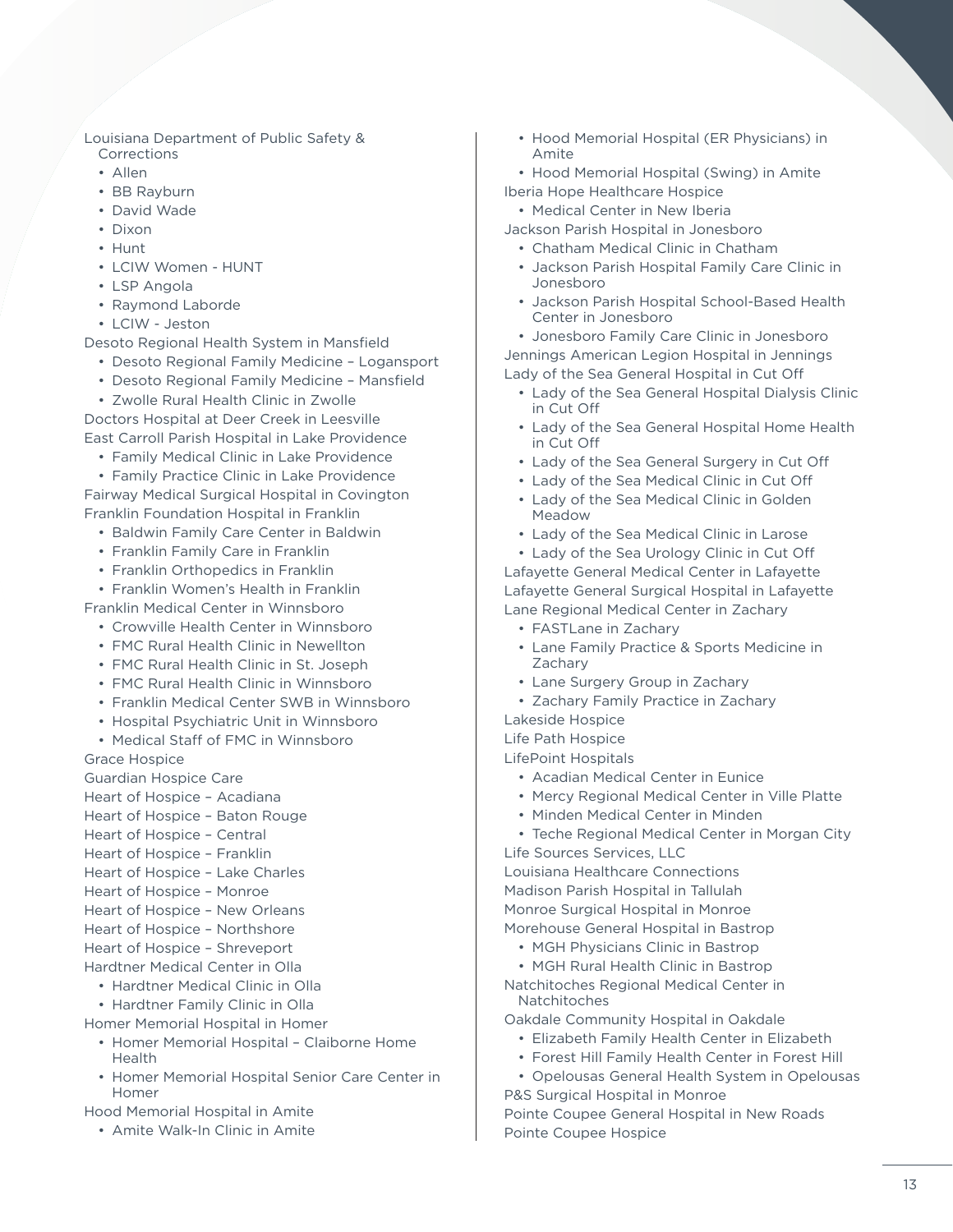Louisiana Department of Public Safety & Corrections

- Allen
- BB Rayburn
- David Wade
- Dixon
- Hunt
- LCIW Women - HUNT
- LSP Angola
- Raymond Laborde
- LCIW - Jeston

Desoto Regional Health System in Mansfield

- Desoto Regional Family Medicine – Logansport
- Desoto Regional Family Medicine – Mansfield
- Zwolle Rural Health Clinic in Zwolle

Doctors Hospital at Deer Creek in Leesville

East Carroll Parish Hospital in Lake Providence

- Family Medical Clinic in Lake Providence
- Family Practice Clinic in Lake Providence

Fairway Medical Surgical Hospital in Covington

Franklin Foundation Hospital in Franklin

- Baldwin Family Care Center in Baldwin
- Franklin Family Care in Franklin
- Franklin Orthopedics in Franklin
- Franklin Women's Health in Franklin

Franklin Medical Center in Winnsboro

- Crowville Health Center in Winnsboro
- FMC Rural Health Clinic in Newellton
- FMC Rural Health Clinic in St. Joseph
- FMC Rural Health Clinic in Winnsboro
- Franklin Medical Center SWB in Winnsboro
- Hospital Psychiatric Unit in Winnsboro
- Medical Staff of FMC in Winnsboro

Grace Hospice

Guardian Hospice Care

Heart of Hospice – Acadiana

Heart of Hospice – Baton Rouge

Heart of Hospice – Central

Heart of Hospice – Franklin

Heart of Hospice – Lake Charles

Heart of Hospice – Monroe

Heart of Hospice – New Orleans

Heart of Hospice – Northshore

Heart of Hospice – Shreveport

Hardtner Medical Center in Olla

- Hardtner Medical Clinic in Olla
- Hardtner Family Clinic in Olla

Homer Memorial Hospital in Homer

- Homer Memorial Hospital – Claiborne Home Health
- Homer Memorial Hospital Senior Care Center in Homer

Hood Memorial Hospital in Amite

- Amite Walk-In Clinic in Amite
- Hood Memorial Hospital (ER Physicians) in Amite
- Hood Memorial Hospital (Swing) in Amite

Iberia Hope Healthcare Hospice

- Medical Center in New Iberia

Jackson Parish Hospital in Jonesboro

- Chatham Medical Clinic in Chatham
- Jackson Parish Hospital Family Care Clinic in Jonesboro
- Jackson Parish Hospital School-Based Health Center in Jonesboro
- Jonesboro Family Care Clinic in Jonesboro

Jennings American Legion Hospital in Jennings

Lady of the Sea General Hospital in Cut Off

- Lady of the Sea General Hospital Dialysis Clinic in Cut Off
- Lady of the Sea General Hospital Home Health in Cut Off
- Lady of the Sea General Surgery in Cut Off
- Lady of the Sea Medical Clinic in Cut Off
- Lady of the Sea Medical Clinic in Golden Meadow
- Lady of the Sea Medical Clinic in Larose
- Lady of the Sea Urology Clinic in Cut Off

Lafayette General Medical Center in Lafayette

Lafayette General Surgical Hospital in Lafayette

Lane Regional Medical Center in Zachary

- FASTLane in Zachary
- Lane Family Practice & Sports Medicine in Zachary
- Lane Surgery Group in Zachary
- Zachary Family Practice in Zachary

Lakeside Hospice

Life Path Hospice

LifePoint Hospitals

- Acadian Medical Center in Eunice
- Mercy Regional Medical Center in Ville Platte
- Minden Medical Center in Minden
- Teche Regional Medical Center in Morgan City

Life Sources Services, LLC

Louisiana Healthcare Connections

Madison Parish Hospital in Tallulah

Monroe Surgical Hospital in Monroe

Morehouse General Hospital in Bastrop

- MGH Physicians Clinic in Bastrop
- MGH Rural Health Clinic in Bastrop

Natchitoches Regional Medical Center in Natchitoches

Oakdale Community Hospital in Oakdale

- Elizabeth Family Health Center in Elizabeth
- Forest Hill Family Health Center in Forest Hill
- Opelousas General Health System in Opelousas

P&S Surgical Hospital in Monroe

Pointe Coupee General Hospital in New Roads

Pointe Coupee Hospice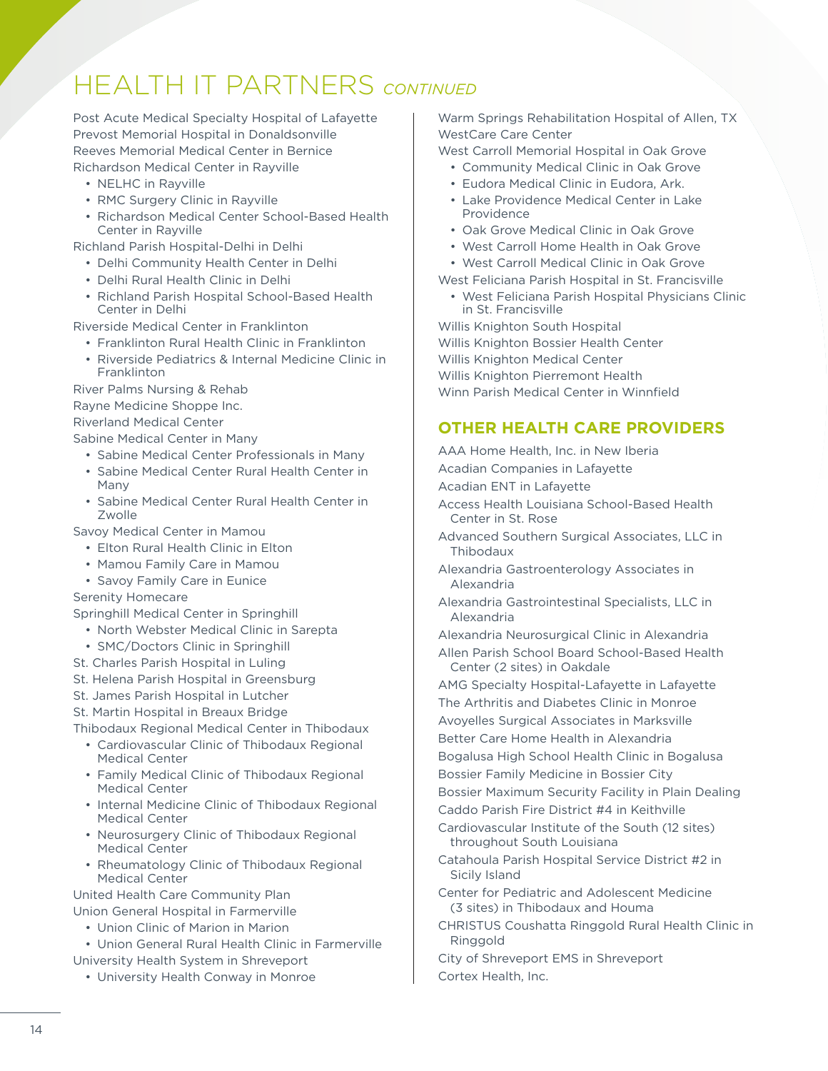# HEALTH IT PARTNERS *CONTINUED*

Post Acute Medical Specialty Hospital of Lafayette
Prevost Memorial Hospital in Donaldsonville
Reeves Memorial Medical Center in Bernice
Richardson Medical Center in Rayville

- NELHC in Rayville
- RMC Surgery Clinic in Rayville
- Richardson Medical Center School-Based Health Center in Rayville

Richland Parish Hospital-Delhi in Delhi

- Delhi Community Health Center in Delhi
- Delhi Rural Health Clinic in Delhi
- Richland Parish Hospital School-Based Health Center in Delhi

Riverside Medical Center in Franklinton

- Franklinton Rural Health Clinic in Franklinton
- Riverside Pediatrics & Internal Medicine Clinic in Franklinton

River Palms Nursing & Rehab
Rayne Medicine Shoppe Inc.
Riverland Medical Center
Sabine Medical Center in Many

- Sabine Medical Center Professionals in Many
- Sabine Medical Center Rural Health Center in Many
- Sabine Medical Center Rural Health Center in Zwolle

Savoy Medical Center in Mamou

- Elton Rural Health Clinic in Elton
- Mamou Family Care in Mamou
- Savoy Family Care in Eunice

Serenity Homecare
Springhill Medical Center in Springhill

- North Webster Medical Clinic in Sarepta
- SMC/Doctors Clinic in Springhill

St. Charles Parish Hospital in Luling
St. Helena Parish Hospital in Greensburg
St. James Parish Hospital in Lutcher
St. Martin Hospital in Breaux Bridge
Thibodaux Regional Medical Center in Thibodaux

- Cardiovascular Clinic of Thibodaux Regional Medical Center
- Family Medical Clinic of Thibodaux Regional Medical Center
- Internal Medicine Clinic of Thibodaux Regional Medical Center
- Neurosurgery Clinic of Thibodaux Regional Medical Center
- Rheumatology Clinic of Thibodaux Regional Medical Center

United Health Care Community Plan
Union General Hospital in Farmerville

- Union Clinic of Marion in Marion
- Union General Rural Health Clinic in Farmerville

University Health System in Shreveport

- University Health Conway in Monroe

Warm Springs Rehabilitation Hospital of Allen, TX
WestCare Care Center
West Carroll Memorial Hospital in Oak Grove

- Community Medical Clinic in Oak Grove
- Eudora Medical Clinic in Eudora, Ark.
- Lake Providence Medical Center in Lake Providence
- Oak Grove Medical Clinic in Oak Grove
- West Carroll Home Health in Oak Grove
- West Carroll Medical Clinic in Oak Grove

West Feliciana Parish Hospital in St. Francisville

- West Feliciana Parish Hospital Physicians Clinic in St. Francisville

Willis Knighton South Hospital
Willis Knighton Bossier Health Center
Willis Knighton Medical Center
Willis Knighton Pierremont Health
Winn Parish Medical Center in Winnfield

## OTHER HEALTH CARE PROVIDERS

AAA Home Health, Inc. in New Iberia
Acadian Companies in Lafayette
Acadian ENT in Lafayette
Access Health Louisiana School-Based Health Center in St. Rose
Advanced Southern Surgical Associates, LLC in Thibodaux
Alexandria Gastroenterology Associates in Alexandria
Alexandria Gastrointestinal Specialists, LLC in Alexandria
Alexandria Neurosurgical Clinic in Alexandria
Allen Parish School Board School-Based Health Center (2 sites) in Oakdale
AMG Specialty Hospital-Lafayette in Lafayette
The Arthritis and Diabetes Clinic in Monroe
Avoyelles Surgical Associates in Marksville
Better Care Home Health in Alexandria
Bogalusa High School Health Clinic in Bogalusa
Bossier Family Medicine in Bossier City
Bossier Maximum Security Facility in Plain Dealing
Caddo Parish Fire District #4 in Keithville
Cardiovascular Institute of the South (12 sites) throughout South Louisiana
Catahoula Parish Hospital Service District #2 in Sicily Island
Center for Pediatric and Adolescent Medicine (3 sites) in Thibodaux and Houma
CHRISTUS Coushatta Ringgold Rural Health Clinic in Ringgold
City of Shreveport EMS in Shreveport
Cortex Health, Inc.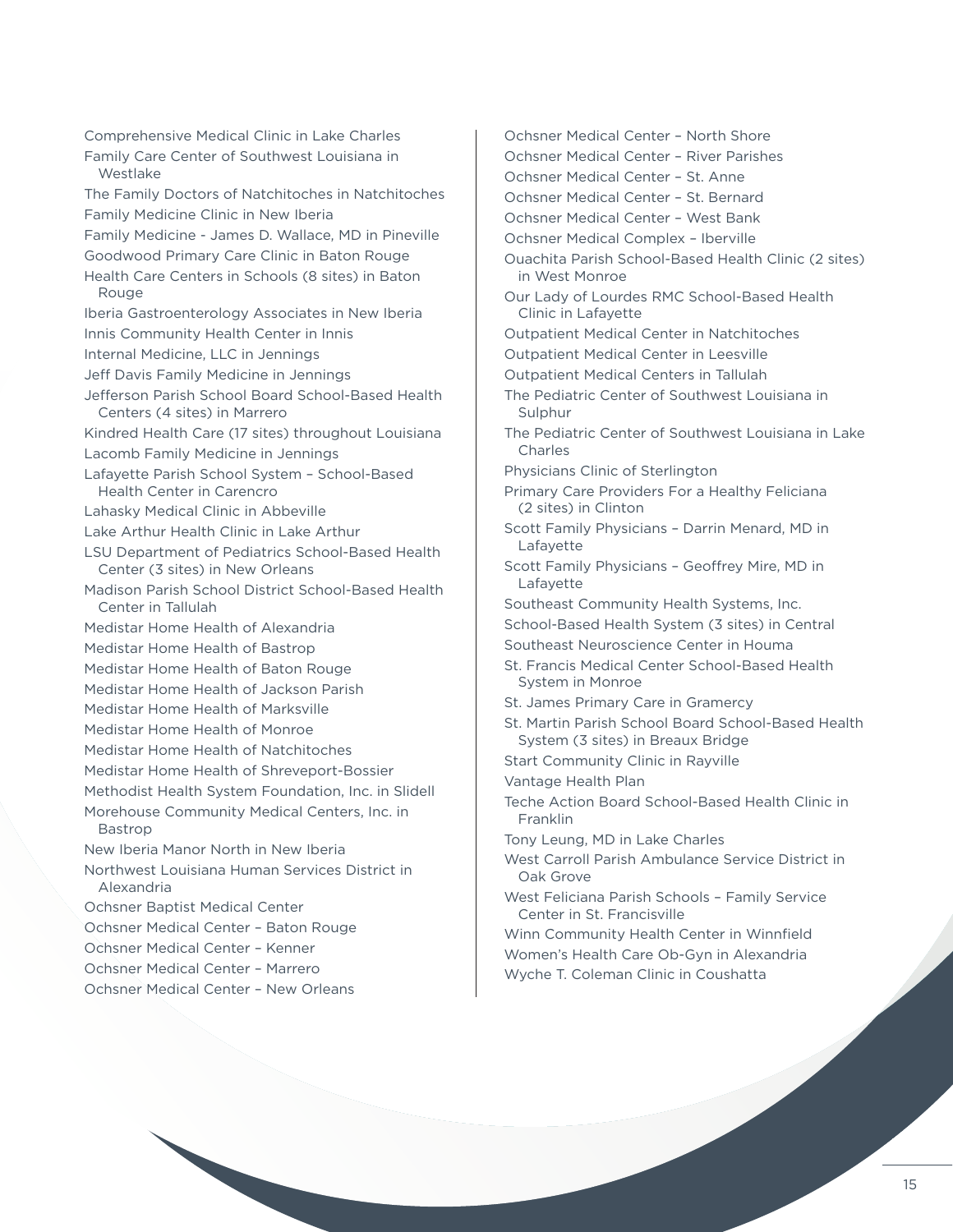Comprehensive Medical Clinic in Lake Charles

Family Care Center of Southwest Louisiana in Westlake

The Family Doctors of Natchitoches in Natchitoches

Family Medicine Clinic in New Iberia

Family Medicine - James D. Wallace, MD in Pineville

Goodwood Primary Care Clinic in Baton Rouge

Health Care Centers in Schools (8 sites) in Baton Rouge

Iberia Gastroenterology Associates in New Iberia

Innis Community Health Center in Innis

Internal Medicine, LLC in Jennings

Jeff Davis Family Medicine in Jennings

Jefferson Parish School Board School-Based Health Centers (4 sites) in Marrero

Kindred Health Care (17 sites) throughout Louisiana

Lacomb Family Medicine in Jennings

Lafayette Parish School System – School-Based Health Center in Carencro

Lahasky Medical Clinic in Abbeville

Lake Arthur Health Clinic in Lake Arthur

LSU Department of Pediatrics School-Based Health Center (3 sites) in New Orleans

Madison Parish School District School-Based Health Center in Tallulah

Medistar Home Health of Alexandria

Medistar Home Health of Bastrop

Medistar Home Health of Baton Rouge

Medistar Home Health of Jackson Parish

Medistar Home Health of Marksville

Medistar Home Health of Monroe

Medistar Home Health of Natchitoches

Medistar Home Health of Shreveport-Bossier

Methodist Health System Foundation, Inc. in Slidell

Morehouse Community Medical Centers, Inc. in Bastrop

New Iberia Manor North in New Iberia

Northwest Louisiana Human Services District in Alexandria

Ochsner Baptist Medical Center

Ochsner Medical Center – Baton Rouge

Ochsner Medical Center – Kenner

Ochsner Medical Center – Marrero

Ochsner Medical Center – New Orleans

Ochsner Medical Center – North Shore

Ochsner Medical Center – River Parishes

Ochsner Medical Center – St. Anne

Ochsner Medical Center – St. Bernard

Ochsner Medical Center – West Bank

Ochsner Medical Complex – Iberville

Ouachita Parish School-Based Health Clinic (2 sites) in West Monroe

Our Lady of Lourdes RMC School-Based Health Clinic in Lafayette

Outpatient Medical Center in Natchitoches

Outpatient Medical Center in Leesville

Outpatient Medical Centers in Tallulah

The Pediatric Center of Southwest Louisiana in Sulphur

The Pediatric Center of Southwest Louisiana in Lake Charles

Physicians Clinic of Sterlington

Primary Care Providers For a Healthy Feliciana (2 sites) in Clinton

Scott Family Physicians – Darrin Menard, MD in Lafayette

Scott Family Physicians – Geoffrey Mire, MD in Lafayette

Southeast Community Health Systems, Inc.

School-Based Health System (3 sites) in Central

Southeast Neuroscience Center in Houma

St. Francis Medical Center School-Based Health System in Monroe

St. James Primary Care in Gramercy

St. Martin Parish School Board School-Based Health System (3 sites) in Breaux Bridge

Start Community Clinic in Rayville

Vantage Health Plan

Teche Action Board School-Based Health Clinic in Franklin

Tony Leung, MD in Lake Charles

West Carroll Parish Ambulance Service District in Oak Grove

West Feliciana Parish Schools – Family Service Center in St. Francisville

Winn Community Health Center in Winnfield

Women's Health Care Ob-Gyn in Alexandria

Wyche T. Coleman Clinic in Coushatta